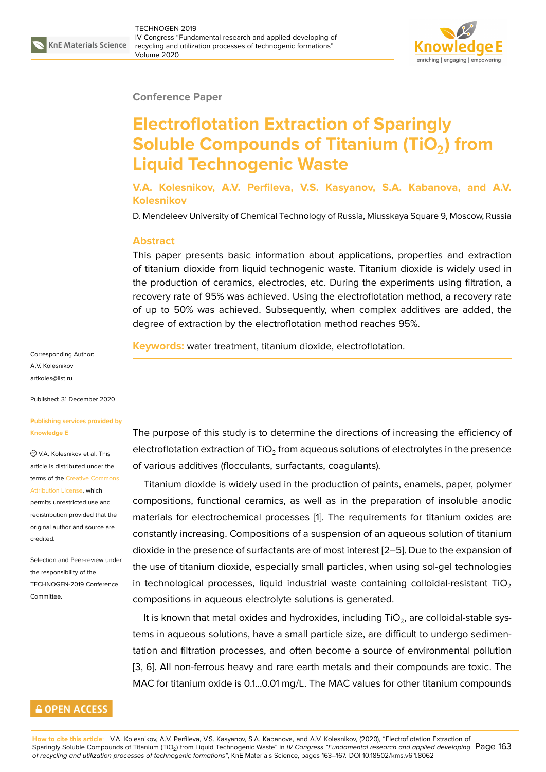Conference Paper

# Electroflotation Extraction of Sparingly Soluble Compounds of Titanium ($TiO_2$) from Liquid Technogenic Waste

**V.A. Kolesnikov, A.V. Perfileva, V.S. Kasyanov, S.A. Kabanova, and A.V. Kolesnikov**

D. Mendeleev University of Chemical Technology of Russia, Miusskaya Square 9, Moscow, Russia

## Abstract

This paper presents basic information about applications, properties and extraction of titanium dioxide from liquid technogenic waste. Titanium dioxide is widely used in the production of ceramics, electrodes, etc. During the experiments using filtration, a recovery rate of 95% was achieved. Using the electroflotation method, a recovery rate of up to 50% was achieved. Subsequently, when complex additives are added, the degree of extraction by the electroflotation method reaches 95%.

**Keywords:** water treatment, titanium dioxide, electroflotation.

Corresponding Author:
A.V. Kolesnikov
artkoles@list.ru

Published: 31 December 2020

**Publishing services provided by Knowledge E**

© V.A. Kolesnikov et al. This article is distributed under the terms of the Creative Commons Attribution License, which permits unrestricted use and redistribution provided that the original author and source are credited.

Selection and Peer-review under the responsibility of the TECHNOGEN-2019 Conference Committee.

The purpose of this study is to determine the directions of increasing the efficiency of electroflotation extraction of $TiO_2$ from aqueous solutions of electrolytes in the presence of various additives (flocculants, surfactants, coagulants).

Titanium dioxide is widely used in the production of paints, enamels, paper, polymer compositions, functional ceramics, as well as in the preparation of insoluble anodic materials for electrochemical processes [1]. The requirements for titanium oxides are constantly increasing. Compositions of a suspension of an aqueous solution of titanium dioxide in the presence of surfactants are of most interest [2–5]. Due to the expansion of the use of titanium dioxide, especially small particles, when using sol-gel technologies in technological processes, liquid industrial waste containing colloidal-resistant $TiO_2$ compositions in aqueous electrolyte solutions is generated.

It is known that metal oxides and hydroxides, including $TiO_2$, are colloidal-stable systems in aqueous solutions, have a small particle size, are difficult to undergo sedimentation and filtration processes, and often become a source of environmental pollution [3, 6]. All non-ferrous heavy and rare earth metals and their compounds are toxic. The MAC for titanium oxide is 0.1...0.01 mg/L. The MAC values for other titanium compounds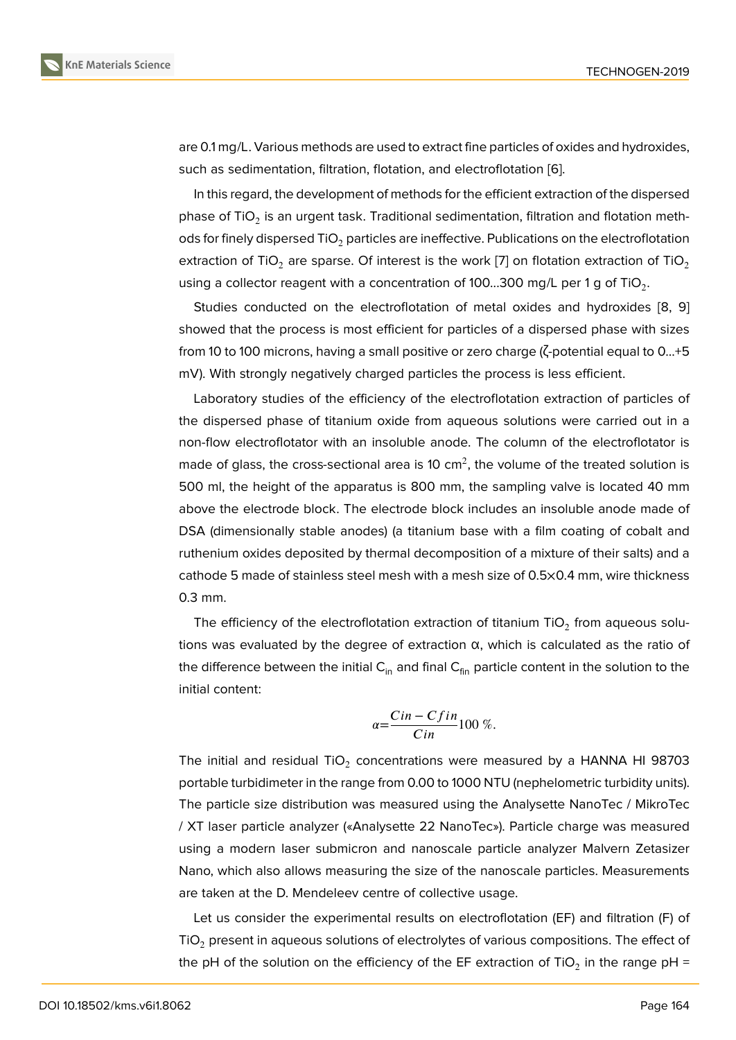are 0.1 mg/L. Various methods are used to extract fine particles of oxides and hydroxides, such as sedimentation, filtration, flotation, and electroflotation [6].

In this regard, the development of methods for the efficient extraction of the dispersed phase of $TiO_2$ is an urgent task. Traditional sedimentation, filtration and flotation methods for finely dispersed $TiO_2$ particles are ineffective. Publications on the electroflotation extraction of $TiO_2$ are sparse. Of interest is the work [7] on flotation extraction of $TiO_2$ using a collector reagent with a concentration of 100...300 mg/L per 1 g of $TiO_2$.

Studies conducted on the electroflotation of metal oxides and hydroxides [8, 9] showed that the process is most efficient for particles of a dispersed phase with sizes from 10 to 100 microns, having a small positive or zero charge (ζ-potential equal to 0...+5 mV). With strongly negatively charged particles the process is less efficient.

Laboratory studies of the efficiency of the electroflotation extraction of particles of the dispersed phase of titanium oxide from aqueous solutions were carried out in a non-flow electroflotator with an insoluble anode. The column of the electroflotator is made of glass, the cross-sectional area is 10 $cm^2$, the volume of the treated solution is 500 ml, the height of the apparatus is 800 mm, the sampling valve is located 40 mm above the electrode block. The electrode block includes an insoluble anode made of DSA (dimensionally stable anodes) (a titanium base with a film coating of cobalt and ruthenium oxides deposited by thermal decomposition of a mixture of their salts) and a cathode 5 made of stainless steel mesh with a mesh size of 0.5×0.4 mm, wire thickness 0.3 mm.

The efficiency of the electroflotation extraction of titanium $TiO_2$ from aqueous solutions was evaluated by the degree of extraction α, which is calculated as the ratio of the difference between the initial $C_{in}$ and final $C_{fin}$ particle content in the solution to the initial content:

$$\alpha = \frac{Cin - Cfin}{Cin} 100\ \%.$$

The initial and residual $TiO_2$ concentrations were measured by a HANNA HI 98703 portable turbidimeter in the range from 0.00 to 1000 NTU (nephelometric turbidity units). The particle size distribution was measured using the Analysette NanoTec / MikroTec / XT laser particle analyzer («Analysette 22 NanoTec»). Particle charge was measured using a modern laser submicron and nanoscale particle analyzer Malvern Zetasizer Nano, which also allows measuring the size of the nanoscale particles. Measurements are taken at the D. Mendeleev centre of collective usage.

Let us consider the experimental results on electroflotation (EF) and filtration (F) of $TiO_2$ present in aqueous solutions of electrolytes of various compositions. The effect of the pH of the solution on the efficiency of the EF extraction of $TiO_2$ in the range pH =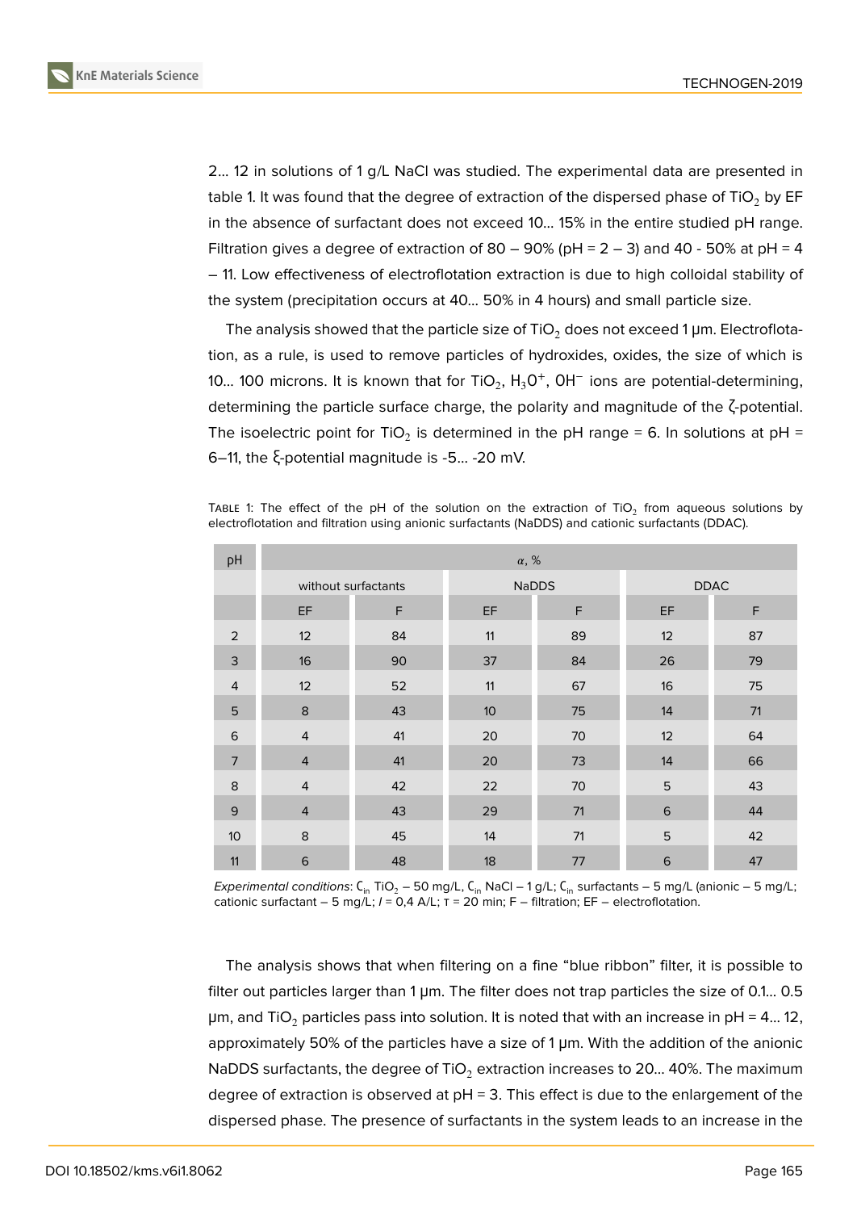2... 12 in solutions of 1 g/L NaCl was studied. The experimental data are presented in table 1. It was found that the degree of extraction of the dispersed phase of $TiO_2$ by EF in the absence of surfactant does not exceed 10... 15% in the entire studied pH range. Filtration gives a degree of extraction of 80 – 90% (pH = 2 – 3) and 40 - 50% at pH = 4 – 11. Low effectiveness of electroflotation extraction is due to high colloidal stability of the system (precipitation occurs at 40... 50% in 4 hours) and small particle size.

The analysis showed that the particle size of $TiO_2$ does not exceed 1 μm. Electroflotation, as a rule, is used to remove particles of hydroxides, oxides, the size of which is 10... 100 microns. It is known that for $TiO_2$, $H_3O^+$, $OH^-$ ions are potential-determining, determining the particle surface charge, the polarity and magnitude of the ζ-potential. The isoelectric point for $TiO_2$ is determined in the pH range = 6. In solutions at pH = 6–11, the ξ-potential magnitude is -5... -20 mV.

Table 1: The effect of the pH of the solution on the extraction of $TiO_2$ from aqueous solutions by electroflotation and filtration using anionic surfactants (NaDDS) and cationic surfactants (DDAC).

| pH | $\alpha$, % | | | | | |
|---|---|---|---|---|---|---|
| | without surfactants | | NaDDS | | DDAC | |
| | EF | F | EF | F | EF | F |
| 2 | 12 | 84 | 11 | 89 | 12 | 87 |
| 3 | 16 | 90 | 37 | 84 | 26 | 79 |
| 4 | 12 | 52 | 11 | 67 | 16 | 75 |
| 5 | 8 | 43 | 10 | 75 | 14 | 71 |
| 6 | 4 | 41 | 20 | 70 | 12 | 64 |
| 7 | 4 | 41 | 20 | 73 | 14 | 66 |
| 8 | 4 | 42 | 22 | 70 | 5 | 43 |
| 9 | 4 | 43 | 29 | 71 | 6 | 44 |
| 10 | 8 | 45 | 14 | 71 | 5 | 42 |
| 11 | 6 | 48 | 18 | 77 | 6 | 47 |

*Experimental conditions*: $C_{in}$ $TiO_2$ – 50 mg/L, $C_{in}$ NaCl – 1 g/L; $C_{in}$ surfactants – 5 mg/L (anionic – 5 mg/L; cationic surfactant – 5 mg/L; $I$ = 0,4 A/L; τ = 20 min; F – filtration; EF – electroflotation.

The analysis shows that when filtering on a fine "blue ribbon" filter, it is possible to filter out particles larger than 1 μm. The filter does not trap particles the size of 0.1... 0.5 μm, and $TiO_2$ particles pass into solution. It is noted that with an increase in pH = 4... 12, approximately 50% of the particles have a size of 1 μm. With the addition of the anionic NaDDS surfactants, the degree of $TiO_2$ extraction increases to 20... 40%. The maximum degree of extraction is observed at pH = 3. This effect is due to the enlargement of the dispersed phase. The presence of surfactants in the system leads to an increase in the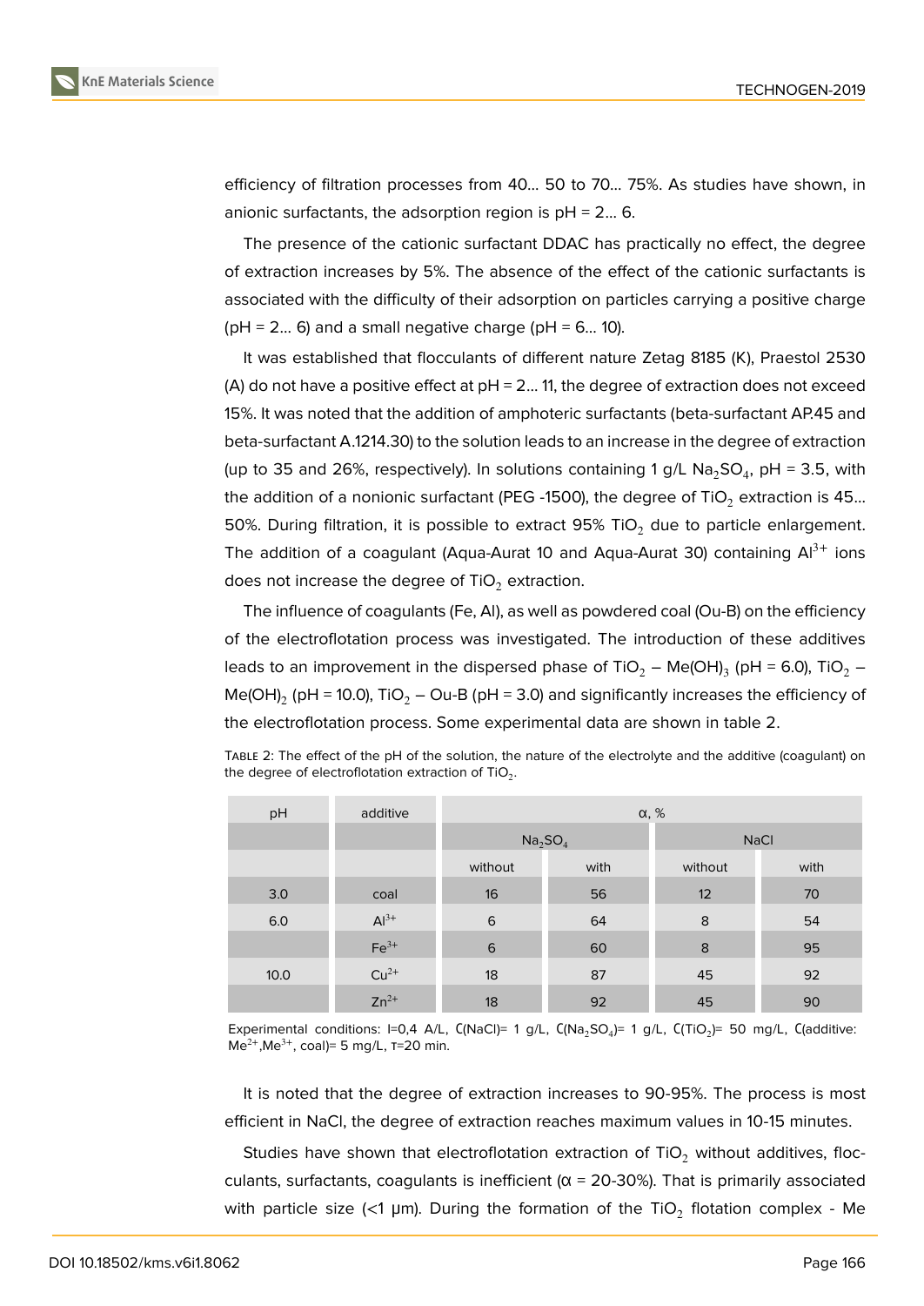efficiency of filtration processes from 40... 50 to 70... 75%. As studies have shown, in anionic surfactants, the adsorption region is pH = 2... 6.

The presence of the cationic surfactant DDAC has practically no effect, the degree of extraction increases by 5%. The absence of the effect of the cationic surfactants is associated with the difficulty of their adsorption on particles carrying a positive charge (pH = 2... 6) and a small negative charge (pH = 6... 10).

It was established that flocculants of different nature Zetag 8185 (K), Praestol 2530 (A) do not have a positive effect at pH = 2... 11, the degree of extraction does not exceed 15%. It was noted that the addition of amphoteric surfactants (beta-surfactant AP.45 and beta-surfactant A.1214.30) to the solution leads to an increase in the degree of extraction (up to 35 and 26%, respectively). In solutions containing 1 g/L $Na_2SO_4$, pH = 3.5, with the addition of a nonionic surfactant (PEG -1500), the degree of $TiO_2$ extraction is 45... 50%. During filtration, it is possible to extract 95% $TiO_2$ due to particle enlargement. The addition of a coagulant (Aqua-Aurat 10 and Aqua-Aurat 30) containing $Al^{3+}$ ions does not increase the degree of $TiO_2$ extraction.

The influence of coagulants (Fe, Al), as well as powdered coal (Ou-B) on the efficiency of the electroflotation process was investigated. The introduction of these additives leads to an improvement in the dispersed phase of $TiO_2$ – $Me(OH)_3$ (pH = 6.0), $TiO_2$ – $Me(OH)_2$ (pH = 10.0), $TiO_2$ – Ou-B (pH = 3.0) and significantly increases the efficiency of the electroflotation process. Some experimental data are shown in table 2.

Table 2: The effect of the pH of the solution, the nature of the electrolyte and the additive (coagulant) on the degree of electroflotation extraction of $TiO_2$.

| pH | additive | α, % | | | |
|---|---|---|---|---|---|
| | | $Na_2SO_4$ | | NaCl | |
| | | without | with | without | with |
| 3.0 | coal | 16 | 56 | 12 | 70 |
| 6.0 | $Al^{3+}$ | 6 | 64 | 8 | 54 |
| | $Fe^{3+}$ | 6 | 60 | 8 | 95 |
| 10.0 | $Cu^{2+}$ | 18 | 87 | 45 | 92 |
| | $Zn^{2+}$ | 18 | 92 | 45 | 90 |

Experimental conditions: I=0,4 A/L, C(NaCl)= 1 g/L, C($Na_2SO_4$)= 1 g/L, C($TiO_2$)= 50 mg/L, C(additive: $Me^{2+}$,$Me^{3+}$, coal)= 5 mg/L, τ=20 min.

It is noted that the degree of extraction increases to 90-95%. The process is most efficient in NaCl, the degree of extraction reaches maximum values in 10-15 minutes.

Studies have shown that electroflotation extraction of $TiO_2$ without additives, flocculants, surfactants, coagulants is inefficient (α = 20-30%). That is primarily associated with particle size (<1 μm). During the formation of the $TiO_2$ flotation complex - Me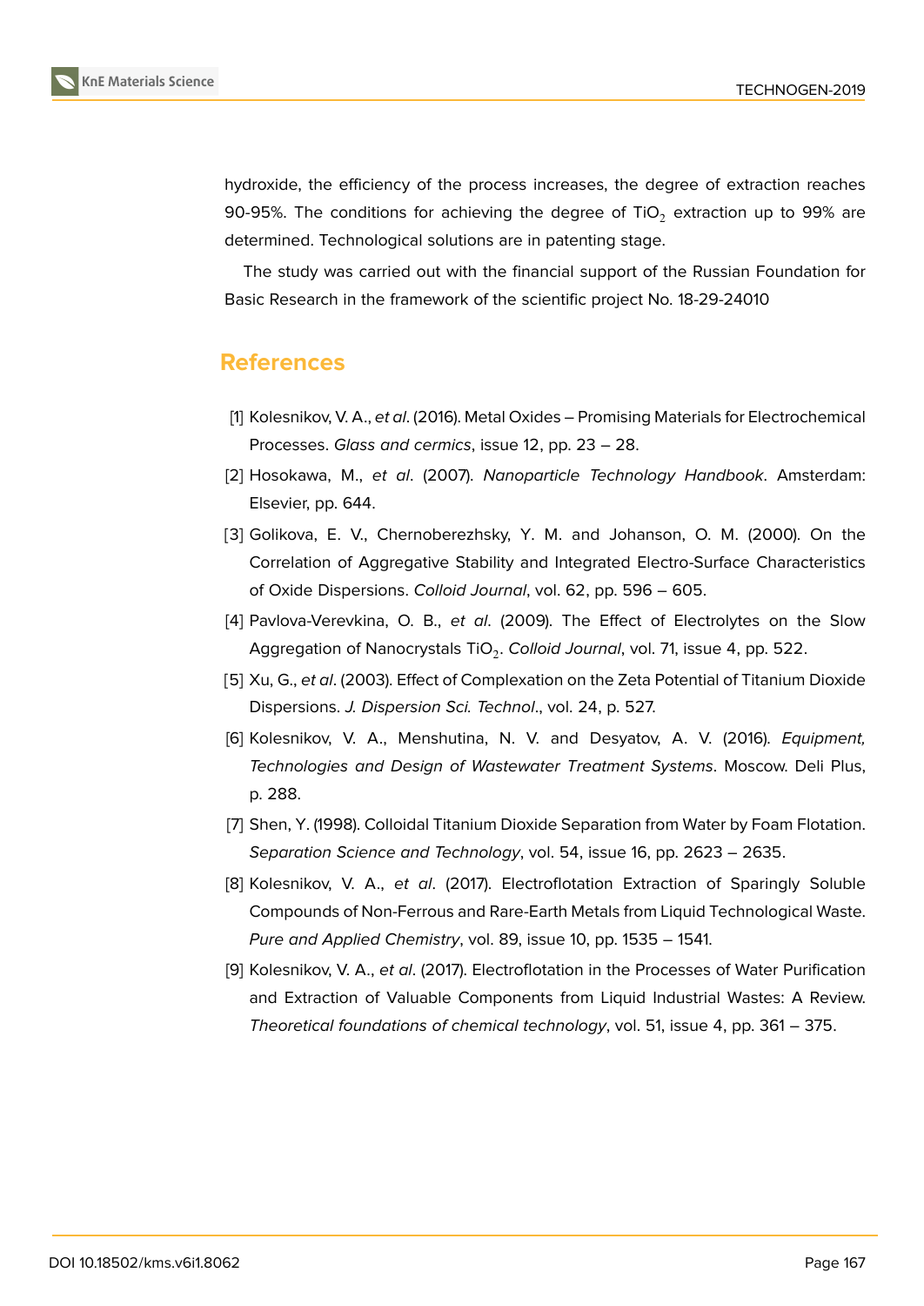hydroxide, the efficiency of the process increases, the degree of extraction reaches 90-95%. The conditions for achieving the degree of $TiO_2$ extraction up to 99% are determined. Technological solutions are in patenting stage.

The study was carried out with the financial support of the Russian Foundation for Basic Research in the framework of the scientific project No. 18-29-24010

## References

[1] Kolesnikov, V. A., *et al*. (2016). Metal Oxides – Promising Materials for Electrochemical Processes. *Glass and cermics*, issue 12, pp. 23 – 28.

[2] Hosokawa, M., *et al*. (2007). *Nanoparticle Technology Handbook*. Amsterdam: Elsevier, pp. 644.

[3] Golikova, E. V., Chernoberezhsky, Y. M. and Johanson, O. M. (2000). On the Correlation of Aggregative Stability and Integrated Electro-Surface Characteristics of Oxide Dispersions. *Colloid Journal*, vol. 62, pp. 596 – 605.

[4] Pavlova-Verevkina, O. B., *et al*. (2009). The Effect of Electrolytes on the Slow Aggregation of Nanocrystals $TiO_2$. *Colloid Journal*, vol. 71, issue 4, pp. 522.

[5] Xu, G., *et al*. (2003). Effect of Complexation on the Zeta Potential of Titanium Dioxide Dispersions. *J. Dispersion Sci. Technol*., vol. 24, p. 527.

[6] Kolesnikov, V. A., Menshutina, N. V. and Desyatov, A. V. (2016). *Equipment, Technologies and Design of Wastewater Treatment Systems*. Moscow. Deli Plus, p. 288.

[7] Shen, Y. (1998). Colloidal Titanium Dioxide Separation from Water by Foam Flotation. *Separation Science and Technology*, vol. 54, issue 16, pp. 2623 – 2635.

[8] Kolesnikov, V. A., *et al*. (2017). Electroflotation Extraction of Sparingly Soluble Compounds of Non-Ferrous and Rare-Earth Metals from Liquid Technological Waste. *Pure and Applied Chemistry*, vol. 89, issue 10, pp. 1535 – 1541.

[9] Kolesnikov, V. A., *et al*. (2017). Electroflotation in the Processes of Water Purification and Extraction of Valuable Components from Liquid Industrial Wastes: A Review. *Theoretical foundations of chemical technology*, vol. 51, issue 4, pp. 361 – 375.